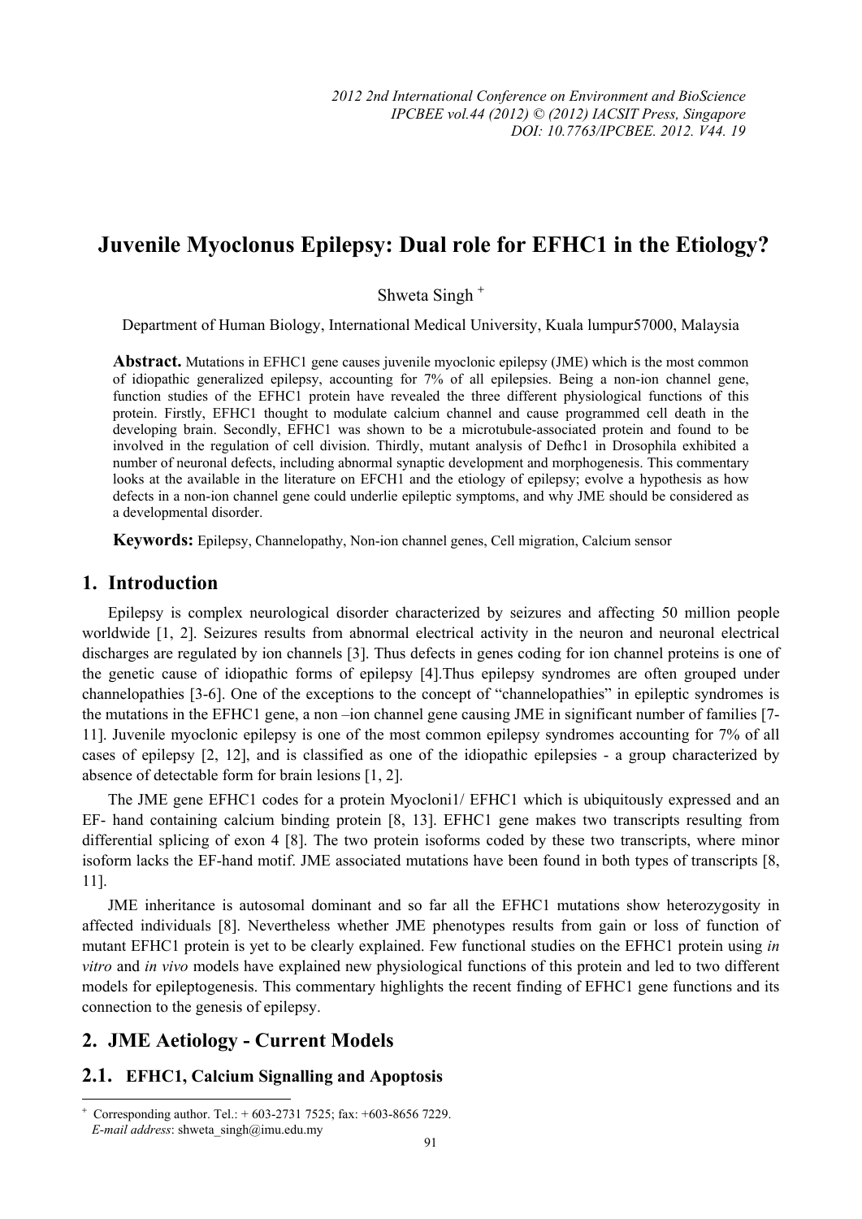# Juvenile Myoclonus Epilepsy: Dual role for EFHC1 in the Etiology?

Shweta Singh [+]

Department of Human Biology, International Medical University, Kuala lumpur57000, Malaysia

**Abstract.** Mutations in EFHC1 gene causes juvenile myoclonic epilepsy (JME) which is the most common of idiopathic generalized epilepsy, accounting for 7% of all epilepsies. Being a non-ion channel gene, function studies of the EFHC1 protein have revealed the three different physiological functions of this protein. Firstly, EFHC1 thought to modulate calcium channel and cause programmed cell death in the developing brain. Secondly, EFHC1 was shown to be a microtubule-associated protein and found to be involved in the regulation of cell division. Thirdly, mutant analysis of Defhc1 in Drosophila exhibited a number of neuronal defects, including abnormal synaptic development and morphogenesis. This commentary looks at the available in the literature on EFCH1 and the etiology of epilepsy; evolve a hypothesis as how defects in a non-ion channel gene could underlie epileptic symptoms, and why JME should be considered as a developmental disorder.

**Keywords:** Epilepsy, Channelopathy, Non-ion channel genes, Cell migration, Calcium sensor

## 1. Introduction

Epilepsy is complex neurological disorder characterized by seizures and affecting 50 million people worldwide [1, 2]. Seizures results from abnormal electrical activity in the neuron and neuronal electrical discharges are regulated by ion channels [3]. Thus defects in genes coding for ion channel proteins is one of the genetic cause of idiopathic forms of epilepsy [4].Thus epilepsy syndromes are often grouped under channelopathies [3-6]. One of the exceptions to the concept of "channelopathies" in epileptic syndromes is the mutations in the EFHC1 gene, a non –ion channel gene causing JME in significant number of families [7-11]. Juvenile myoclonic epilepsy is one of the most common epilepsy syndromes accounting for 7% of all cases of epilepsy [2, 12], and is classified as one of the idiopathic epilepsies - a group characterized by absence of detectable form for brain lesions [1, 2].

The JME gene EFHC1 codes for a protein Myocloni1/ EFHC1 which is ubiquitously expressed and an EF- hand containing calcium binding protein [8, 13]. EFHC1 gene makes two transcripts resulting from differential splicing of exon 4 [8]. The two protein isoforms coded by these two transcripts, where minor isoform lacks the EF-hand motif. JME associated mutations have been found in both types of transcripts [8, 11].

JME inheritance is autosomal dominant and so far all the EFHC1 mutations show heterozygosity in affected individuals [8]. Nevertheless whether JME phenotypes results from gain or loss of function of mutant EFHC1 protein is yet to be clearly explained. Few functional studies on the EFHC1 protein using *in vitro* and *in vivo* models have explained new physiological functions of this protein and led to two different models for epileptogenesis. This commentary highlights the recent finding of EFHC1 gene functions and its connection to the genesis of epilepsy.

## 2. JME Aetiology - Current Models

### 2.1. EFHC1, Calcium Signalling and Apoptosis

---

[+] Corresponding author. Tel.: + 603-2731 7525; fax: +603-8656 7229.
*E-mail address*: shweta_singh@imu.edu.my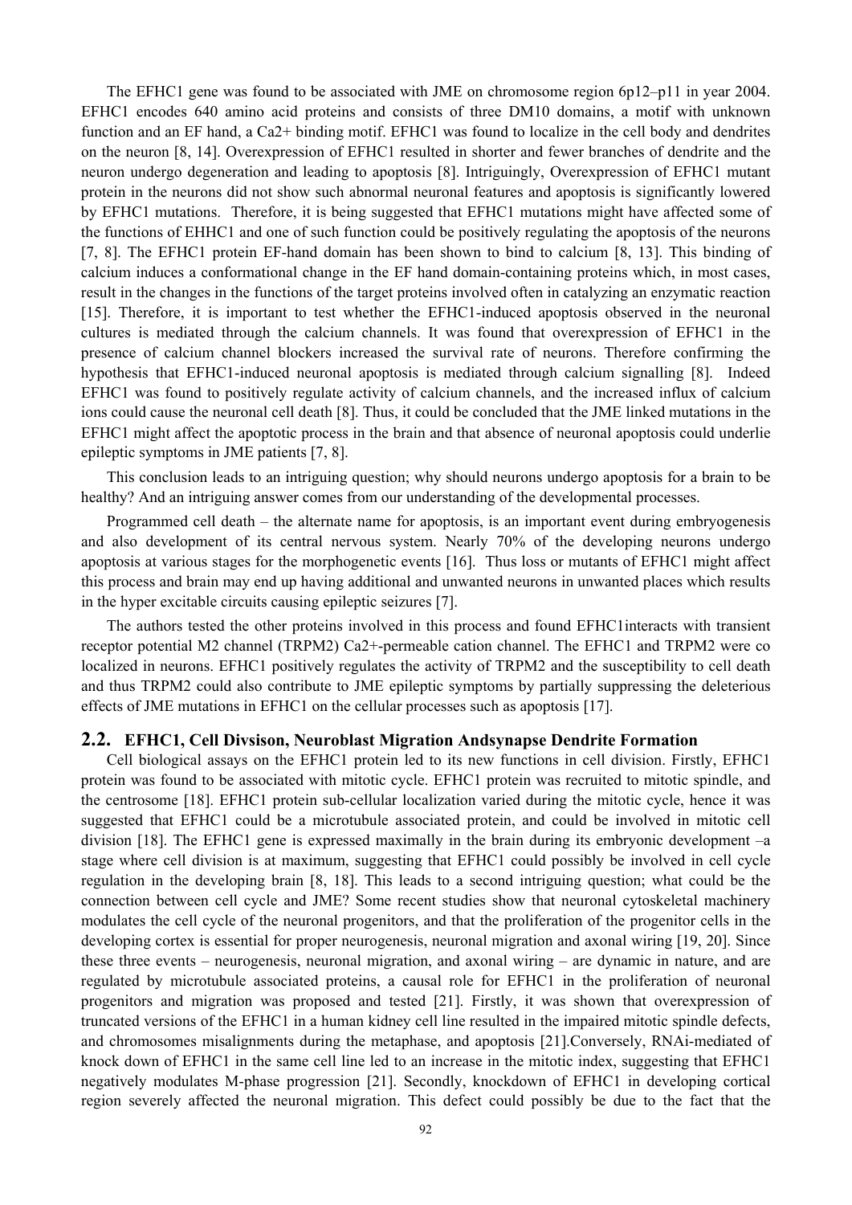The EFHC1 gene was found to be associated with JME on chromosome region 6p12–p11 in year 2004. EFHC1 encodes 640 amino acid proteins and consists of three DM10 domains, a motif with unknown function and an EF hand, a Ca2+ binding motif. EFHC1 was found to localize in the cell body and dendrites on the neuron [8, 14]. Overexpression of EFHC1 resulted in shorter and fewer branches of dendrite and the neuron undergo degeneration and leading to apoptosis [8]. Intriguingly, Overexpression of EFHC1 mutant protein in the neurons did not show such abnormal neuronal features and apoptosis is significantly lowered by EFHC1 mutations. Therefore, it is being suggested that EFHC1 mutations might have affected some of the functions of EHHC1 and one of such function could be positively regulating the apoptosis of the neurons [7, 8]. The EFHC1 protein EF-hand domain has been shown to bind to calcium [8, 13]. This binding of calcium induces a conformational change in the EF hand domain-containing proteins which, in most cases, result in the changes in the functions of the target proteins involved often in catalyzing an enzymatic reaction [15]. Therefore, it is important to test whether the EFHC1-induced apoptosis observed in the neuronal cultures is mediated through the calcium channels. It was found that overexpression of EFHC1 in the presence of calcium channel blockers increased the survival rate of neurons. Therefore confirming the hypothesis that EFHC1-induced neuronal apoptosis is mediated through calcium signalling [8]. Indeed EFHC1 was found to positively regulate activity of calcium channels, and the increased influx of calcium ions could cause the neuronal cell death [8]. Thus, it could be concluded that the JME linked mutations in the EFHC1 might affect the apoptotic process in the brain and that absence of neuronal apoptosis could underlie epileptic symptoms in JME patients [7, 8].

This conclusion leads to an intriguing question; why should neurons undergo apoptosis for a brain to be healthy? And an intriguing answer comes from our understanding of the developmental processes.

Programmed cell death – the alternate name for apoptosis, is an important event during embryogenesis and also development of its central nervous system. Nearly 70% of the developing neurons undergo apoptosis at various stages for the morphogenetic events [16]. Thus loss or mutants of EFHC1 might affect this process and brain may end up having additional and unwanted neurons in unwanted places which results in the hyper excitable circuits causing epileptic seizures [7].

The authors tested the other proteins involved in this process and found EFHC1interacts with transient receptor potential M2 channel (TRPM2) Ca2+-permeable cation channel. The EFHC1 and TRPM2 were co localized in neurons. EFHC1 positively regulates the activity of TRPM2 and the susceptibility to cell death and thus TRPM2 could also contribute to JME epileptic symptoms by partially suppressing the deleterious effects of JME mutations in EFHC1 on the cellular processes such as apoptosis [17].

## 2.2. EFHC1, Cell Divsison, Neuroblast Migration Andsynapse Dendrite Formation

Cell biological assays on the EFHC1 protein led to its new functions in cell division. Firstly, EFHC1 protein was found to be associated with mitotic cycle. EFHC1 protein was recruited to mitotic spindle, and the centrosome [18]. EFHC1 protein sub-cellular localization varied during the mitotic cycle, hence it was suggested that EFHC1 could be a microtubule associated protein, and could be involved in mitotic cell division [18]. The EFHC1 gene is expressed maximally in the brain during its embryonic development –a stage where cell division is at maximum, suggesting that EFHC1 could possibly be involved in cell cycle regulation in the developing brain [8, 18]. This leads to a second intriguing question; what could be the connection between cell cycle and JME? Some recent studies show that neuronal cytoskeletal machinery modulates the cell cycle of the neuronal progenitors, and that the proliferation of the progenitor cells in the developing cortex is essential for proper neurogenesis, neuronal migration and axonal wiring [19, 20]. Since these three events – neurogenesis, neuronal migration, and axonal wiring – are dynamic in nature, and are regulated by microtubule associated proteins, a causal role for EFHC1 in the proliferation of neuronal progenitors and migration was proposed and tested [21]. Firstly, it was shown that overexpression of truncated versions of the EFHC1 in a human kidney cell line resulted in the impaired mitotic spindle defects, and chromosomes misalignments during the metaphase, and apoptosis [21].Conversely, RNAi-mediated of knock down of EFHC1 in the same cell line led to an increase in the mitotic index, suggesting that EFHC1 negatively modulates M-phase progression [21]. Secondly, knockdown of EFHC1 in developing cortical region severely affected the neuronal migration. This defect could possibly be due to the fact that the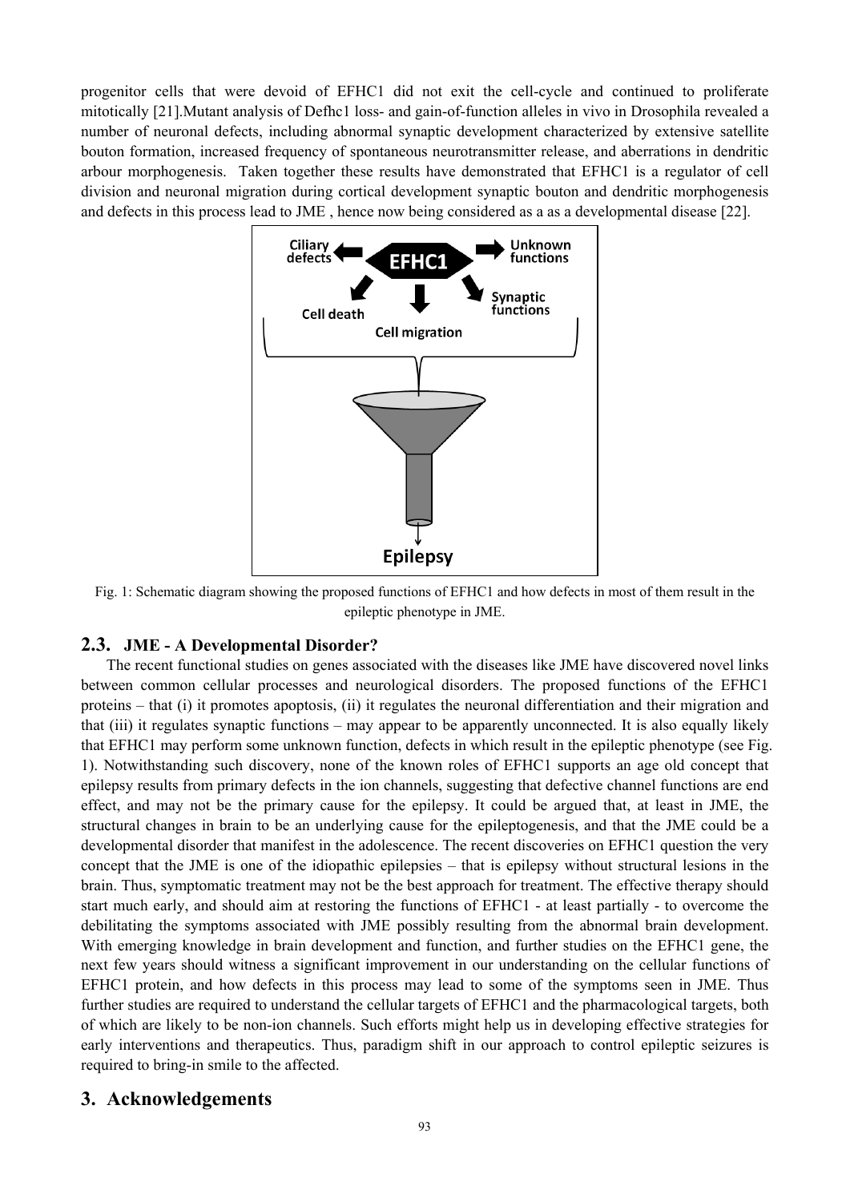progenitor cells that were devoid of EFHC1 did not exit the cell-cycle and continued to proliferate mitotically [21].Mutant analysis of Defhc1 loss- and gain-of-function alleles in vivo in Drosophila revealed a number of neuronal defects, including abnormal synaptic development characterized by extensive satellite bouton formation, increased frequency of spontaneous neurotransmitter release, and aberrations in dendritic arbour morphogenesis. Taken together these results have demonstrated that EFHC1 is a regulator of cell division and neuronal migration during cortical development synaptic bouton and dendritic morphogenesis and defects in this process lead to JME , hence now being considered as a as a developmental disease [22].

Fig. 1: Schematic diagram showing the proposed functions of EFHC1 and how defects in most of them result in the epileptic phenotype in JME.

## 2.3. JME - A Developmental Disorder?

The recent functional studies on genes associated with the diseases like JME have discovered novel links between common cellular processes and neurological disorders. The proposed functions of the EFHC1 proteins – that (i) it promotes apoptosis, (ii) it regulates the neuronal differentiation and their migration and that (iii) it regulates synaptic functions – may appear to be apparently unconnected. It is also equally likely that EFHC1 may perform some unknown function, defects in which result in the epileptic phenotype (see Fig. 1). Notwithstanding such discovery, none of the known roles of EFHC1 supports an age old concept that epilepsy results from primary defects in the ion channels, suggesting that defective channel functions are end effect, and may not be the primary cause for the epilepsy. It could be argued that, at least in JME, the structural changes in brain to be an underlying cause for the epileptogenesis, and that the JME could be a developmental disorder that manifest in the adolescence. The recent discoveries on EFHC1 question the very concept that the JME is one of the idiopathic epilepsies – that is epilepsy without structural lesions in the brain. Thus, symptomatic treatment may not be the best approach for treatment. The effective therapy should start much early, and should aim at restoring the functions of EFHC1 - at least partially - to overcome the debilitating the symptoms associated with JME possibly resulting from the abnormal brain development. With emerging knowledge in brain development and function, and further studies on the EFHC1 gene, the next few years should witness a significant improvement in our understanding on the cellular functions of EFHC1 protein, and how defects in this process may lead to some of the symptoms seen in JME. Thus further studies are required to understand the cellular targets of EFHC1 and the pharmacological targets, both of which are likely to be non-ion channels. Such efforts might help us in developing effective strategies for early interventions and therapeutics. Thus, paradigm shift in our approach to control epileptic seizures is required to bring-in smile to the affected.

# 3. Acknowledgements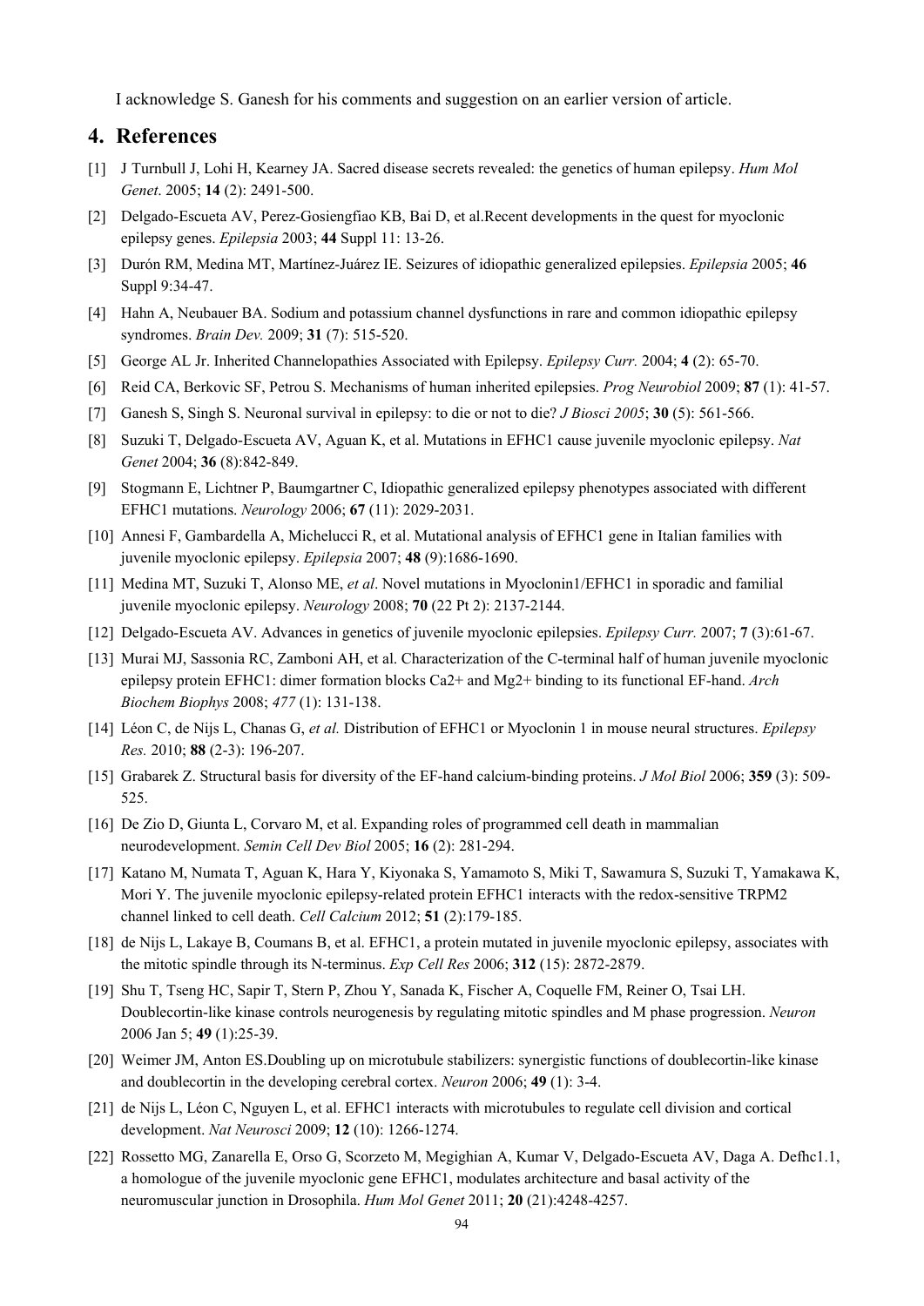I acknowledge S. Ganesh for his comments and suggestion on an earlier version of article.

## 4. References

[1] J Turnbull J, Lohi H, Kearney JA. Sacred disease secrets revealed: the genetics of human epilepsy. *Hum Mol Genet*. 2005; **14** (2): 2491-500.

[2] Delgado-Escueta AV, Perez-Gosiengfiao KB, Bai D, et al.Recent developments in the quest for myoclonic epilepsy genes. *Epilepsia* 2003; **44** Suppl 11: 13-26.

[3] Durón RM, Medina MT, Martínez-Juárez IE. Seizures of idiopathic generalized epilepsies. *Epilepsia* 2005; **46** Suppl 9:34-47.

[4] Hahn A, Neubauer BA. Sodium and potassium channel dysfunctions in rare and common idiopathic epilepsy syndromes. *Brain Dev.* 2009; **31** (7): 515-520.

[5] George AL Jr. Inherited Channelopathies Associated with Epilepsy. *Epilepsy Curr.* 2004; **4** (2): 65-70.

[6] Reid CA, Berkovic SF, Petrou S. Mechanisms of human inherited epilepsies. *Prog Neurobiol* 2009; **87** (1): 41-57.

[7] Ganesh S, Singh S. Neuronal survival in epilepsy: to die or not to die? *J Biosci 2005*; **30** (5): 561-566.

[8] Suzuki T, Delgado-Escueta AV, Aguan K, et al. Mutations in EFHC1 cause juvenile myoclonic epilepsy. *Nat Genet* 2004; **36** (8):842-849.

[9] Stogmann E, Lichtner P, Baumgartner C, Idiopathic generalized epilepsy phenotypes associated with different EFHC1 mutations. *Neurology* 2006; **67** (11): 2029-2031.

[10] Annesi F, Gambardella A, Michelucci R, et al. Mutational analysis of EFHC1 gene in Italian families with juvenile myoclonic epilepsy. *Epilepsia* 2007; **48** (9):1686-1690.

[11] Medina MT, Suzuki T, Alonso ME, *et al*. Novel mutations in Myoclonin1/EFHC1 in sporadic and familial juvenile myoclonic epilepsy. *Neurology* 2008; **70** (22 Pt 2): 2137-2144.

[12] Delgado-Escueta AV. Advances in genetics of juvenile myoclonic epilepsies. *Epilepsy Curr.* 2007; **7** (3):61-67.

[13] Murai MJ, Sassonia RC, Zamboni AH, et al. Characterization of the C-terminal half of human juvenile myoclonic epilepsy protein EFHC1: dimer formation blocks Ca2+ and Mg2+ binding to its functional EF-hand. *Arch Biochem Biophys* 2008; *477* (1): 131-138.

[14] Léon C, de Nijs L, Chanas G, *et al.* Distribution of EFHC1 or Myoclonin 1 in mouse neural structures. *Epilepsy Res.* 2010; **88** (2-3): 196-207.

[15] Grabarek Z. Structural basis for diversity of the EF-hand calcium-binding proteins. *J Mol Biol* 2006; **359** (3): 509-525.

[16] De Zio D, Giunta L, Corvaro M, et al. Expanding roles of programmed cell death in mammalian neurodevelopment. *Semin Cell Dev Biol* 2005; **16** (2): 281-294.

[17] Katano M, Numata T, Aguan K, Hara Y, Kiyonaka S, Yamamoto S, Miki T, Sawamura S, Suzuki T, Yamakawa K, Mori Y. The juvenile myoclonic epilepsy-related protein EFHC1 interacts with the redox-sensitive TRPM2 channel linked to cell death. *Cell Calcium* 2012; **51** (2):179-185.

[18] de Nijs L, Lakaye B, Coumans B, et al. EFHC1, a protein mutated in juvenile myoclonic epilepsy, associates with the mitotic spindle through its N-terminus. *Exp Cell Res* 2006; **312** (15): 2872-2879.

[19] Shu T, Tseng HC, Sapir T, Stern P, Zhou Y, Sanada K, Fischer A, Coquelle FM, Reiner O, Tsai LH. Doublecortin-like kinase controls neurogenesis by regulating mitotic spindles and M phase progression. *Neuron* 2006 Jan 5; **49** (1):25-39.

[20] Weimer JM, Anton ES.Doubling up on microtubule stabilizers: synergistic functions of doublecortin-like kinase and doublecortin in the developing cerebral cortex. *Neuron* 2006; **49** (1): 3-4.

[21] de Nijs L, Léon C, Nguyen L, et al. EFHC1 interacts with microtubules to regulate cell division and cortical development. *Nat Neurosci* 2009; **12** (10): 1266-1274.

[22] Rossetto MG, Zanarella E, Orso G, Scorzeto M, Megighian A, Kumar V, Delgado-Escueta AV, Daga A. Defhc1.1, a homologue of the juvenile myoclonic gene EFHC1, modulates architecture and basal activity of the neuromuscular junction in Drosophila. *Hum Mol Genet* 2011; **20** (21):4248-4257.